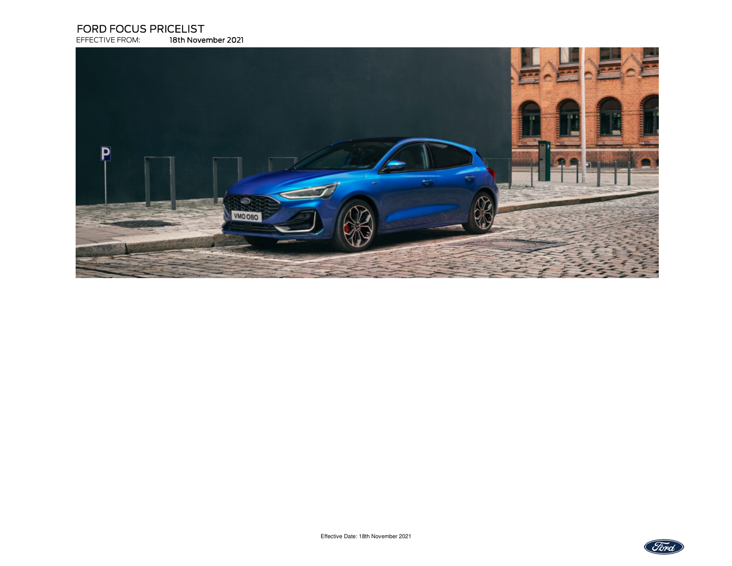# FORD FOCUS PRICELIST

EFFECTIVE FROM: **18th November 2021**

Effective Date: 18th November 2021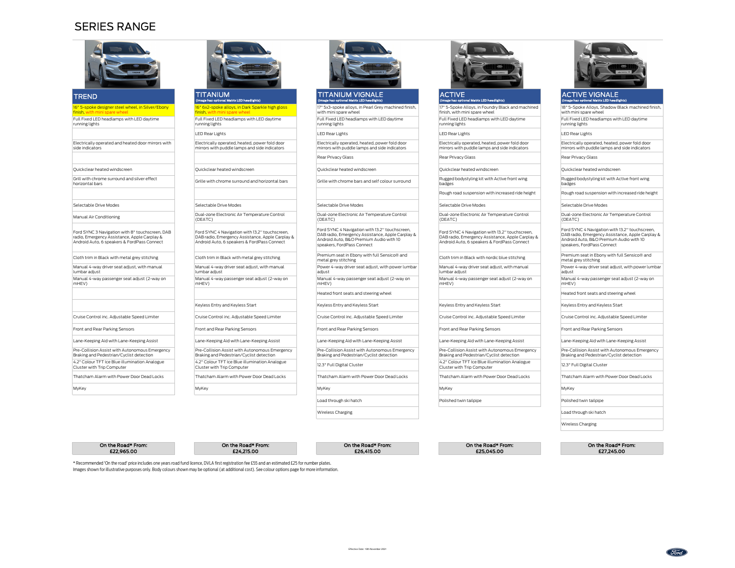# SERIES RANGE

| TREND | TITANIUM (Image has optional Matrix LED headlights) | TITANIUM VIGNALE (Image has optional Matrix LED headlights) | ACTIVE (Image has optional Matrix LED headlights) | ACTIVE VIGNALE (Image has optional Matrix LED headlights) |
|---|---|---|---|---|
| 16" 5-spoke designer steel wheel, in Silver/Ebony finish, with mini spare wheel | 16" 6x2-spoke alloys, in Dark Sparkle high gloss finish, with mini spare wheel | 17" 5x3-spoke alloys, in Pearl Grey machined finish, with mini spare wheel | 17" 5-Spoke Alloys, in Foundry Black and machined finish, with mini spare wheel | 18" 5-Spoke Alloys, Shadow Black machined finish, with mini spare wheel |
| Full Fixed LED headlamps with LED daytime running lights | Full Fixed LED headlamps with LED daytime running lights | Full Fixed LED headlamps with LED daytime running lights | Full Fixed LED headlamps with LED daytime running lights | Full Fixed LED headlamps with LED daytime running lights |
| | LED Rear Lights | LED Rear Lights | LED Rear Lights | LED Rear Lights |
| Electrically operated and heated door mirrors with side indicators | Electrically operated, heated, power fold door mirrors with puddle lamps and side indicators | Electrically operated, heated, power fold door mirrors with puddle lamps and side indicators | Electrically operated, heated, power fold door mirrors with puddle lamps and side indicators | Electrically operated, heated, power fold door mirrors with puddle lamps and side indicators |
| | | Rear Privacy Glass | Rear Privacy Glass | Rear Privacy Glass |
| Quickclear heated windscreen | Quickclear heated windscreen | Quickclear heated windscreen | Quickclear heated windscreen | Quickclear heated windscreen |
| Grill with chrome surround and silver effect horizontal bars | Grille with chrome surround and horizontal bars | Grille with chrome bars and self colour surround | Rugged bodystyling kit with Active front wing badges | Rugged bodystyling kit with Active front wing badges |
| | | | Rough road suspension with increased ride height | Rough road suspension with increased ride height |
| Selectable Drive Modes | Selectable Drive Modes | Selectable Drive Modes | Selectable Drive Modes | Selectable Drive Modes |
| Manual Air Conditioning | Dual-zone Electronic Air Temperature Control (DEATC) | Dual-zone Electronic Air Temperature Control (DEATC) | Dual-zone Electronic Air Temperature Control (DEATC) | Dual-zone Electronic Air Temperature Control (DEATC) |
| Ford SYNC 3 Navigation with 8" touchscreen, DAB radio, Emergency Assistance, Apple Carplay & Android Auto, 6 speakers & FordPass Connect | Ford SYNC 4 Navigation with 13.2" touchscreen, DAB radio, Emergency Assistance, Apple Carplay & Android Auto, 6 speakers & FordPass Connect | Ford SYNC 4 Navigation with 13.2" touchscreen, DAB radio, Emergency Assistance, Apple Carplay & Android Auto, B&O Premium Audio with 10 speakers, FordPass Connect | Ford SYNC 4 Navigation with 13.2" touchscreen, DAB radio, Emergency Assistance, Apple Carplay & Android Auto, 6 speakers & FordPass Connect | Ford SYNC 4 Navigation with 13.2" touchscreen, DAB radio, Emergency Assistance, Apple Carplay & Android Auto, B&O Premium Audio with 10 speakers, FordPass Connect |
| Cloth trim in Black with metal grey stitching | Cloth trim in Black with metal grey stitching | Premium seat in Ebony with full Sensico® and metal grey stitching | Cloth trim in Black with nordic blue stitching | Premium seat in Ebony with full Sensico® and metal grey stitching |
| Manual 4-way driver seat adjust, with manual lumbar adjust | Manual 4-way driver seat adjust, with manual lumbar adjust | Power 4-way driver seat adjust, with power lumbar adjust | Manual 4-way driver seat adjust, with manual lumbar adjust | Power 4-way driver seat adjust, with power lumbar adjust |
| Manual 4-way passenger seat adjust (2-way on mHEV) | Manual 4-way passenger seat adjust (2-way on mHEV) | Manual 4-way passenger seat adjust (2-way on mHEV) | Manual 4-way passenger seat adjust (2-way on mHEV) | Manual 4-way passenger seat adjust (2-way on mHEV) |
| | | Heated front seats and steering wheel | | Heated front seats and steering wheel |
| | Keyless Entry and Keyless Start | Keyless Entry and Keyless Start | Keyless Entry and Keyless Start | Keyless Entry and Keyless Start |
| Cruise Control inc. Adjustable Speed Limiter | Cruise Control inc. Adjustable Speed Limiter | Cruise Control inc. Adjustable Speed Limiter | Cruise Control inc. Adjustable Speed Limiter | Cruise Control inc. Adjustable Speed Limiter |
| Front and Rear Parking Sensors | Front and Rear Parking Sensors | Front and Rear Parking Sensors | Front and Rear Parking Sensors | Front and Rear Parking Sensors |
| Lane-Keeping Aid with Lane-Keeping Assist | Lane-Keeping Aid with Lane-Keeping Assist | Lane-Keeping Aid with Lane-Keeping Assist | Lane-Keeping Aid with Lane-Keeping Assist | Lane-Keeping Aid with Lane-Keeping Assist |
| Pre-Collision Assist with Autonomous Emergency Braking and Pedestrian/Cyclist detection | Pre-Collision Assist with Autonomous Emergency Braking and Pedestrian/Cyclist detection | Pre-Collision Assist with Autonomous Emergency Braking and Pedestrian/Cyclist detection | Pre-Collision Assist with Autonomous Emergency Braking and Pedestrian/Cyclist detection | Pre-Collision Assist with Autonomous Emergency Braking and Pedestrian/Cyclist detection |
| 4.2" Colour TFT Ice Blue illumination Analogue Cluster with Trip Computer | 4.2" Colour TFT Ice Blue illumination Analogue Cluster with Trip Computer | 12.3" Full Digital Cluster | 4.2" Colour TFT Ice Blue illumination Analogue Cluster with Trip Computer | 12.3" Full Digital Cluster |
| Thatcham Alarm with Power Door Dead Locks | Thatcham Alarm with Power Door Dead Locks | Thatcham Alarm with Power Door Dead Locks | Thatcham Alarm with Power Door Dead Locks | Thatcham Alarm with Power Door Dead Locks |
| MyKey | MyKey | MyKey | MyKey | MyKey |
| | | Load through ski hatch | Polished twin tailpipe | Polished twin tailpipe |
| | | Wireless Charging | | Load through ski hatch |
| | | | | Wireless Charging |
| **On the Road* From: £22,965.00** | **On the Road* From: £24,215.00** | **On the Road* From: £26,415.00** | **On the Road* From: £25,045.00** | **On the Road* From: £27,245.00** |

* Recommended 'On the road' price includes one years road fund licence, DVLA first registration fee £55 and an estimated £25 for number plates.
Images shown for illustrative purposes only. Body colours shown may be optional (at additional cost). See colour options page for more information.

Effective Date: 10th November 2021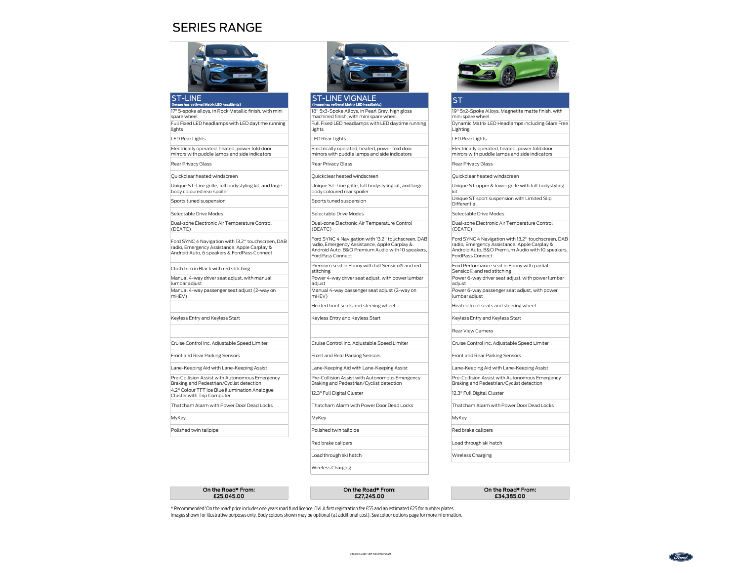# SERIES RANGE

| ST-LINE (Image has optional Matrix LED headlights) | ST-LINE VIGNALE (Image has optional Matrix LED headlights) | ST |
|---|---|---|
| 17" 5-spoke alloys, in Rock Metallic finish, with mini spare wheel | 18" 5x3-Spoke Alloys, in Pearl Grey, high gloss machined finish, with mini spare wheel | 19" 5x2-Spoke Alloys, Magnetite matte finish, with mini spare wheel |
| Full Fixed LED headlamps with LED daytime running lights | Full Fixed LED headlamps with LED daytime running lights | Dynamic Matrix LED Headlamps including Glare Free Lighting |
| LED Rear Lights | LED Rear Lights | LED Rear Lights |
| Electrically operated, heated, power fold door mirrors with puddle lamps and side indicators | Electrically operated, heated, power fold door mirrors with puddle lamps and side indicators | Electrically operated, heated, power fold door mirrors with puddle lamps and side indicators |
| Rear Privacy Glass | Rear Privacy Glass | Rear Privacy Glass |
| Quickclear heated windscreen | Quickclear heated windscreen | Quickclear heated windscreen |
| Unique ST-Line grille, full bodystyling kit, and large body coloured rear spoiler | Unique ST-Line grille, full bodystyling kit, and large body coloured rear spoiler | Unique ST upper & lower grille with full bodystyling kit |
| Sports tuned suspension | Sports tuned suspension | Unique ST sport suspension with Limited Slip Differential |
| Selectable Drive Modes | Selectable Drive Modes | Selectable Drive Modes |
| Dual-zone Electronic Air Temperature Control (DEATC) | Dual-zone Electronic Air Temperature Control (DEATC) | Dual-zone Electronic Air Temperature Control (DEATC) |
| Ford SYNC 4 Navigation with 13.2'' touchscreen, DAB radio, Emergency Assistance, Apple Carplay & Android Auto, 6 speakers & FordPass Connect | Ford SYNC 4 Navigation with 13.2'' touchscreen, DAB radio, Emergency Assistance, Apple Carplay & Android Auto, B&O Premium Audio with 10 speakers, FordPass Connect | Ford SYNC 4 Navigation with 13.2'' touchscreen, DAB radio, Emergency Assistance, Apple Carplay & Android Auto, B&O Premium Audio with 10 speakers, FordPass Connect |
| Cloth trim in Black with red stitching | Premium seat in Ebony with full Sensico® and red stitching | Ford Performance seat in Ebony with partial Sensico® and red stitching |
| Manual 4-way driver seat adjust, with manual lumbar adjust | Power 4-way driver seat adjust, with power lumbar adjust | Power 6-way driver seat adjust, with power lumbar adjust |
| Manual 4-way passenger seat adjust (2-way on mHEV) | Manual 4-way passenger seat adjust (2-way on mHEV) | Power 6-way passenger seat adjust, with power lumbar adjust |
| | Heated front seats and steering wheel | Heated front seats and steering wheel |
| Keyless Entry and Keyless Start | Keyless Entry and Keyless Start | Keyless Entry and Keyless Start |
| | | Rear View Camera |
| Cruise Control inc. Adjustable Speed Limiter | Cruise Control inc. Adjustable Speed Limiter | Cruise Control inc. Adjustable Speed Limiter |
| Front and Rear Parking Sensors | Front and Rear Parking Sensors | Front and Rear Parking Sensors |
| Lane-Keeping Aid with Lane-Keeping Assist | Lane-Keeping Aid with Lane-Keeping Assist | Lane-Keeping Aid with Lane-Keeping Assist |
| Pre-Collision Assist with Autonomous Emergency Braking and Pedestrian/Cyclist detection | Pre-Collision Assist with Autonomous Emergency Braking and Pedestrian/Cyclist detection | Pre-Collision Assist with Autonomous Emergency Braking and Pedestrian/Cyclist detection |
| 4.2" Colour TFT Ice Blue illumination Analogue Cluster with Trip Computer | 12.3" Full Digital Cluster | 12.3" Full Digital Cluster |
| Thatcham Alarm with Power Door Dead Locks | Thatcham Alarm with Power Door Dead Locks | Thatcham Alarm with Power Door Dead Locks |
| MyKey | MyKey | MyKey |
| Polished twin tailpipe | Polished twin tailpipe | Red brake calipers |
| | Red brake calipers | Load through ski hatch |
| | Load through ski hatch | Wireless Charging |
| | Wireless Charging | |
| **On the Road* From: £25,045.00** | **On the Road* From: £27,245.00** | **On the Road* From: £34,385.00** |

* Recommended 'On the road' price includes one years road fund licence, DVLA first registration fee £55 and an estimated £25 for number plates.
Images shown for illustrative purposes only. Body colours shown may be optional (at additional cost). See colour options page for more information.

Effective Date: 18th November 2021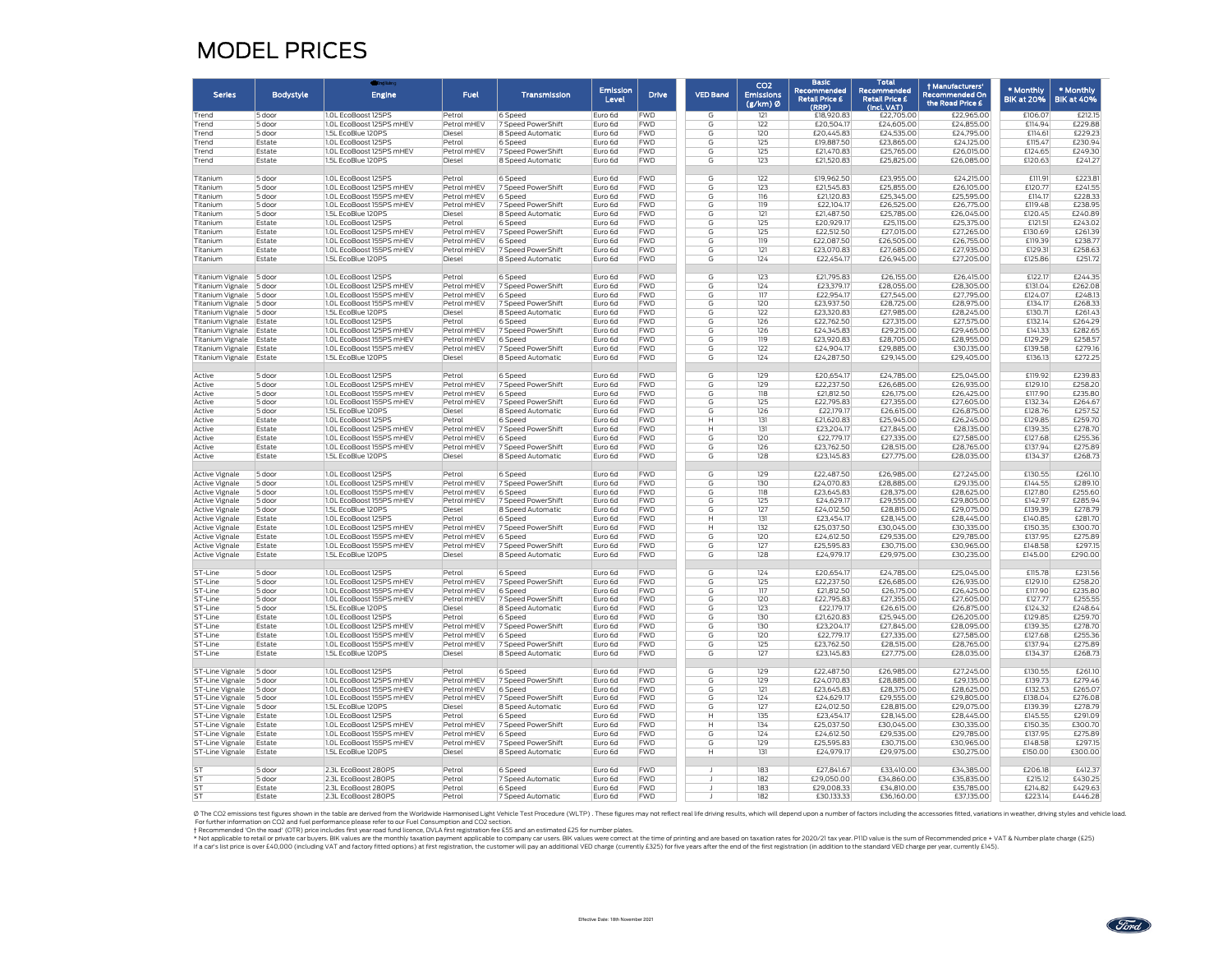# MODEL PRICES

| Series | Bodystyle | Engine | Fuel | Transmission | Emission Level | Drive | VED Band | CO2 Emissions (g/km) Ø | Basic Recommended Retail Price £ (RRP) | Total Recommended Retail Price £ (incl. VAT) | † Manufacturers' Recommended On the Road Price £ | * Monthly BIK at 20% | * Monthly BIK at 40% |
|---|---|---|---|---|---|---|---|---|---|---|---|---|---|
| Trend | 5 door | 1.0L EcoBoost 125PS | Petrol | 6 Speed | Euro 6d | FWD | G | 121 | £18,920.83 | £22,705.00 | £22,965.00 | £106.07 | £212.15 |
| Trend | 5 door | 1.0L EcoBoost 125PS mHEV | Petrol mHEV | 7 Speed PowerShift | Euro 6d | FWD | G | 122 | £20,504.17 | £24,605.00 | £24,855.00 | £114.94 | £229.88 |
| Trend | 5 door | 1.5L EcoBlue 120PS | Diesel | 8 Speed Automatic | Euro 6d | FWD | G | 120 | £20,445.83 | £24,535.00 | £24,795.00 | £114.61 | £229.23 |
| Trend | Estate | 1.0L EcoBoost 125PS | Petrol | 6 Speed | Euro 6d | FWD | G | 125 | £19,887.50 | £23,865.00 | £24,125.00 | £115.47 | £230.94 |
| Trend | Estate | 1.0L EcoBoost 125PS mHEV | Petrol mHEV | 7 Speed PowerShift | Euro 6d | FWD | G | 125 | £21,470.83 | £25,765.00 | £26,015.00 | £124.65 | £249.30 |
| Trend | Estate | 1.5L EcoBlue 120PS | Diesel | 8 Speed Automatic | Euro 6d | FWD | G | 123 | £21,520.83 | £25,825.00 | £26,085.00 | £120.63 | £241.27 |
| | | | | | | | | | | | | | |
| Titanium | 5 door | 1.0L EcoBoost 125PS | Petrol | 6 Speed | Euro 6d | FWD | G | 122 | £19,962.50 | £23,955.00 | £24,215.00 | £111.91 | £223.81 |
| Titanium | 5 door | 1.0L EcoBoost 125PS mHEV | Petrol mHEV | 7 Speed PowerShift | Euro 6d | FWD | G | 123 | £21,545.83 | £25,855.00 | £26,105.00 | £120.77 | £241.55 |
| Titanium | 5 door | 1.0L EcoBoost 155PS mHEV | Petrol mHEV | 6 Speed | Euro 6d | FWD | G | 116 | £21,120.83 | £25,345.00 | £25,595.00 | £114.17 | £228.33 |
| Titanium | 5 door | 1.0L EcoBoost 155PS mHEV | Petrol mHEV | 7 Speed PowerShift | Euro 6d | FWD | G | 119 | £22,104.17 | £26,525.00 | £26,775.00 | £119.48 | £238.95 |
| Titanium | 5 door | 1.5L EcoBlue 120PS | Diesel | 8 Speed Automatic | Euro 6d | FWD | G | 121 | £21,487.50 | £25,785.00 | £26,045.00 | £120.45 | £240.89 |
| Titanium | Estate | 1.0L EcoBoost 125PS | Petrol | 6 Speed | Euro 6d | FWD | G | 125 | £20,929.17 | £25,115.00 | £25,375.00 | £121.51 | £243.02 |
| Titanium | Estate | 1.0L EcoBoost 125PS mHEV | Petrol mHEV | 7 Speed PowerShift | Euro 6d | FWD | G | 125 | £22,512.50 | £27,015.00 | £27,265.00 | £130.69 | £261.39 |
| Titanium | Estate | 1.0L EcoBoost 155PS mHEV | Petrol mHEV | 6 Speed | Euro 6d | FWD | G | 119 | £22,087.50 | £26,505.00 | £26,755.00 | £119.39 | £238.77 |
| Titanium | Estate | 1.0L EcoBoost 155PS mHEV | Petrol mHEV | 7 Speed PowerShift | Euro 6d | FWD | G | 121 | £23,070.83 | £27,685.00 | £27,935.00 | £129.31 | £258.63 |
| Titanium | Estate | 1.5L EcoBlue 120PS | Diesel | 8 Speed Automatic | Euro 6d | FWD | G | 124 | £22,454.17 | £26,945.00 | £27,205.00 | £125.86 | £251.72 |
| | | | | | | | | | | | | | |
| Titanium Vignale | 5 door | 1.0L EcoBoost 125PS | Petrol | 6 Speed | Euro 6d | FWD | G | 123 | £21,795.83 | £26,155.00 | £26,415.00 | £122.17 | £244.35 |
| Titanium Vignale | 5 door | 1.0L EcoBoost 125PS mHEV | Petrol mHEV | 7 Speed PowerShift | Euro 6d | FWD | G | 124 | £23,379.17 | £28,055.00 | £28,305.00 | £131.04 | £262.08 |
| Titanium Vignale | 5 door | 1.0L EcoBoost 155PS mHEV | Petrol mHEV | 6 Speed | Euro 6d | FWD | G | 117 | £22,954.17 | £27,545.00 | £27,795.00 | £124.07 | £248.13 |
| Titanium Vignale | 5 door | 1.0L EcoBoost 155PS mHEV | Petrol mHEV | 7 Speed PowerShift | Euro 6d | FWD | G | 120 | £23,937.50 | £28,725.00 | £28,975.00 | £134.17 | £268.33 |
| Titanium Vignale | 5 door | 1.5L EcoBlue 120PS | Diesel | 8 Speed Automatic | Euro 6d | FWD | G | 122 | £23,320.83 | £27,985.00 | £28,245.00 | £130.71 | £261.43 |
| Titanium Vignale | Estate | 1.0L EcoBoost 125PS | Petrol | 6 Speed | Euro 6d | FWD | G | 126 | £22,762.50 | £27,315.00 | £27,575.00 | £132.14 | £264.29 |
| Titanium Vignale | Estate | 1.0L EcoBoost 125PS mHEV | Petrol mHEV | 7 Speed PowerShift | Euro 6d | FWD | G | 126 | £24,345.83 | £29,215.00 | £29,465.00 | £141.33 | £282.65 |
| Titanium Vignale | Estate | 1.0L EcoBoost 155PS mHEV | Petrol mHEV | 6 Speed | Euro 6d | FWD | G | 119 | £23,920.83 | £28,705.00 | £28,955.00 | £129.29 | £258.57 |
| Titanium Vignale | Estate | 1.0L EcoBoost 155PS mHEV | Petrol mHEV | 7 Speed PowerShift | Euro 6d | FWD | G | 122 | £24,904.17 | £29,885.00 | £30,135.00 | £139.58 | £279.16 |
| Titanium Vignale | Estate | 1.5L EcoBlue 120PS | Diesel | 8 Speed Automatic | Euro 6d | FWD | G | 124 | £24,287.50 | £29,145.00 | £29,405.00 | £136.13 | £272.25 |
| | | | | | | | | | | | | | |
| Active | 5 door | 1.0L EcoBoost 125PS | Petrol | 6 Speed | Euro 6d | FWD | G | 129 | £20,654.17 | £24,785.00 | £25,045.00 | £119.92 | £239.83 |
| Active | 5 door | 1.0L EcoBoost 125PS mHEV | Petrol mHEV | 7 Speed PowerShift | Euro 6d | FWD | G | 129 | £22,237.50 | £26,685.00 | £26,935.00 | £129.10 | £258.20 |
| Active | 5 door | 1.0L EcoBoost 155PS mHEV | Petrol mHEV | 6 Speed | Euro 6d | FWD | G | 118 | £21,812.50 | £26,175.00 | £26,425.00 | £117.90 | £235.80 |
| Active | 5 door | 1.0L EcoBoost 155PS mHEV | Petrol mHEV | 7 Speed PowerShift | Euro 6d | FWD | G | 125 | £22,795.83 | £27,355.00 | £27,605.00 | £132.34 | £264.67 |
| Active | 5 door | 1.5L EcoBlue 120PS | Diesel | 8 Speed Automatic | Euro 6d | FWD | G | 126 | £22,179.17 | £26,615.00 | £26,875.00 | £128.76 | £257.52 |
| Active | Estate | 1.0L EcoBoost 125PS | Petrol | 6 Speed | Euro 6d | FWD | H | 131 | £21,620.83 | £25,945.00 | £26,245.00 | £129.85 | £259.70 |
| Active | Estate | 1.0L EcoBoost 125PS mHEV | Petrol mHEV | 7 Speed PowerShift | Euro 6d | FWD | H | 131 | £23,204.17 | £27,845.00 | £28,135.00 | £139.35 | £278.70 |
| Active | Estate | 1.0L EcoBoost 155PS mHEV | Petrol mHEV | 6 Speed | Euro 6d | FWD | G | 120 | £22,779.17 | £27,335.00 | £27,585.00 | £127.68 | £255.36 |
| Active | Estate | 1.0L EcoBoost 155PS mHEV | Petrol mHEV | 7 Speed PowerShift | Euro 6d | FWD | G | 126 | £23,762.50 | £28,515.00 | £28,765.00 | £137.94 | £275.89 |
| Active | Estate | 1.5L EcoBlue 120PS | Diesel | 8 Speed Automatic | Euro 6d | FWD | G | 128 | £23,145.83 | £27,775.00 | £28,035.00 | £134.37 | £268.73 |
| | | | | | | | | | | | | | |
| Active Vignale | 5 door | 1.0L EcoBoost 125PS | Petrol | 6 Speed | Euro 6d | FWD | G | 129 | £22,487.50 | £26,985.00 | £27,245.00 | £130.55 | £261.10 |
| Active Vignale | 5 door | 1.0L EcoBoost 125PS mHEV | Petrol mHEV | 7 Speed PowerShift | Euro 6d | FWD | G | 130 | £24,070.83 | £28,885.00 | £29,135.00 | £144.55 | £289.10 |
| Active Vignale | 5 door | 1.0L EcoBoost 155PS mHEV | Petrol mHEV | 6 Speed | Euro 6d | FWD | G | 118 | £23,645.83 | £28,375.00 | £28,625.00 | £127.80 | £255.60 |
| Active Vignale | 5 door | 1.0L EcoBoost 155PS mHEV | Petrol mHEV | 7 Speed PowerShift | Euro 6d | FWD | G | 125 | £24,629.17 | £29,555.00 | £29,805.00 | £142.97 | £285.94 |
| Active Vignale | 5 door | 1.5L EcoBlue 120PS | Diesel | 8 Speed Automatic | Euro 6d | FWD | G | 127 | £24,012.50 | £28,815.00 | £29,075.00 | £139.39 | £278.79 |
| Active Vignale | Estate | 1.0L EcoBoost 125PS | Petrol | 6 Speed | Euro 6d | FWD | H | 131 | £23,454.17 | £28,145.00 | £28,445.00 | £140.85 | £281.70 |
| Active Vignale | Estate | 1.0L EcoBoost 125PS mHEV | Petrol mHEV | 7 Speed PowerShift | Euro 6d | FWD | H | 132 | £25,037.50 | £30,045.00 | £30,335.00 | £150.35 | £300.70 |
| Active Vignale | Estate | 1.0L EcoBoost 155PS mHEV | Petrol mHEV | 6 Speed | Euro 6d | FWD | G | 120 | £24,612.50 | £29,535.00 | £29,785.00 | £137.95 | £275.89 |
| Active Vignale | Estate | 1.0L EcoBoost 155PS mHEV | Petrol mHEV | 7 Speed PowerShift | Euro 6d | FWD | G | 127 | £25,595.83 | £30,715.00 | £30,965.00 | £148.58 | £297.15 |
| Active Vignale | Estate | 1.5L EcoBlue 120PS | Diesel | 8 Speed Automatic | Euro 6d | FWD | G | 128 | £24,979.17 | £29,975.00 | £30,235.00 | £145.00 | £290.00 |
| | | | | | | | | | | | | | |
| ST-Line | 5 door | 1.0L EcoBoost 125PS | Petrol | 6 Speed | Euro 6d | FWD | G | 124 | £20,654.17 | £24,785.00 | £25,045.00 | £115.78 | £231.56 |
| ST-Line | 5 door | 1.0L EcoBoost 125PS mHEV | Petrol mHEV | 7 Speed PowerShift | Euro 6d | FWD | G | 125 | £22,237.50 | £26,685.00 | £26,935.00 | £129.10 | £258.20 |
| ST-Line | 5 door | 1.0L EcoBoost 155PS mHEV | Petrol mHEV | 6 Speed | Euro 6d | FWD | G | 117 | £21,812.50 | £26,175.00 | £26,425.00 | £117.90 | £235.80 |
| ST-Line | 5 door | 1.0L EcoBoost 155PS mHEV | Petrol mHEV | 7 Speed PowerShift | Euro 6d | FWD | G | 120 | £22,795.83 | £27,355.00 | £27,605.00 | £127.77 | £255.55 |
| ST-Line | 5 door | 1.5L EcoBlue 120PS | Diesel | 8 Speed Automatic | Euro 6d | FWD | G | 123 | £22,179.17 | £26,615.00 | £26,875.00 | £124.32 | £248.64 |
| ST-Line | Estate | 1.0L EcoBoost 125PS | Petrol | 6 Speed | Euro 6d | FWD | G | 130 | £21,620.83 | £25,945.00 | £26,205.00 | £129.85 | £259.70 |
| ST-Line | Estate | 1.0L EcoBoost 125PS mHEV | Petrol mHEV | 7 Speed PowerShift | Euro 6d | FWD | G | 130 | £23,204.17 | £27,845.00 | £28,095.00 | £139.35 | £278.70 |
| ST-Line | Estate | 1.0L EcoBoost 155PS mHEV | Petrol mHEV | 6 Speed | Euro 6d | FWD | G | 120 | £22,779.17 | £27,335.00 | £27,585.00 | £127.68 | £255.36 |
| ST-Line | Estate | 1.0L EcoBoost 155PS mHEV | Petrol mHEV | 7 Speed PowerShift | Euro 6d | FWD | G | 125 | £23,762.50 | £28,515.00 | £28,765.00 | £137.94 | £275.89 |
| ST-Line | Estate | 1.5L EcoBlue 120PS | Diesel | 8 Speed Automatic | Euro 6d | FWD | G | 127 | £23,145.83 | £27,775.00 | £28,035.00 | £134.37 | £268.73 |
| | | | | | | | | | | | | | |
| ST-Line Vignale | 5 door | 1.0L EcoBoost 125PS | Petrol | 6 Speed | Euro 6d | FWD | G | 129 | £22,487.50 | £26,985.00 | £27,245.00 | £130.55 | £261.10 |
| ST-Line Vignale | 5 door | 1.0L EcoBoost 125PS mHEV | Petrol mHEV | 7 Speed PowerShift | Euro 6d | FWD | G | 129 | £24,070.83 | £28,885.00 | £29,135.00 | £139.73 | £279.46 |
| ST-Line Vignale | 5 door | 1.0L EcoBoost 155PS mHEV | Petrol mHEV | 6 Speed | Euro 6d | FWD | G | 121 | £23,645.83 | £28,375.00 | £28,625.00 | £132.53 | £265.07 |
| ST-Line Vignale | 5 door | 1.0L EcoBoost 155PS mHEV | Petrol mHEV | 7 Speed PowerShift | Euro 6d | FWD | G | 124 | £24,629.17 | £29,555.00 | £29,805.00 | £138.04 | £276.08 |
| ST-Line Vignale | 5 door | 1.5L EcoBlue 120PS | Diesel | 8 Speed Automatic | Euro 6d | FWD | G | 127 | £24,012.50 | £28,815.00 | £29,075.00 | £139.39 | £278.79 |
| ST-Line Vignale | Estate | 1.0L EcoBoost 125PS | Petrol | 6 Speed | Euro 6d | FWD | H | 135 | £23,454.17 | £28,145.00 | £28,445.00 | £145.55 | £291.09 |
| ST-Line Vignale | Estate | 1.0L EcoBoost 125PS mHEV | Petrol mHEV | 7 Speed PowerShift | Euro 6d | FWD | H | 134 | £25,037.50 | £30,045.00 | £30,335.00 | £150.35 | £300.70 |
| ST-Line Vignale | Estate | 1.0L EcoBoost 155PS mHEV | Petrol mHEV | 6 Speed | Euro 6d | FWD | G | 124 | £24,612.50 | £29,535.00 | £29,785.00 | £137.95 | £275.89 |
| ST-Line Vignale | Estate | 1.0L EcoBoost 155PS mHEV | Petrol mHEV | 7 Speed PowerShift | Euro 6d | FWD | G | 129 | £25,595.83 | £30,715.00 | £30,965.00 | £148.58 | £297.15 |
| ST-Line Vignale | Estate | 1.5L EcoBlue 120PS | Diesel | 8 Speed Automatic | Euro 6d | FWD | H | 131 | £24,979.17 | £29,975.00 | £30,275.00 | £150.00 | £300.00 |
| | | | | | | | | | | | | | |
| ST | 5 door | 2.3L EcoBoost 280PS | Petrol | 6 Speed | Euro 6d | FWD | J | 183 | £27,841.67 | £33,410.00 | £34,385.00 | £206.18 | £412.37 |
| ST | 5 door | 2.3L EcoBoost 280PS | Petrol | 7 Speed Automatic | Euro 6d | FWD | J | 182 | £29,050.00 | £34,860.00 | £35,835.00 | £215.12 | £430.25 |
| ST | Estate | 2.3L EcoBoost 280PS | Petrol | 6 Speed | Euro 6d | FWD | J | 183 | £29,008.33 | £34,810.00 | £35,785.00 | £214.82 | £429.63 |
| ST | Estate | 2.3L EcoBoost 280PS | Petrol | 7 Speed Automatic | Euro 6d | FWD | J | 182 | £30,133.33 | £36,160.00 | £37,135.00 | £223.14 | £446.28 |

Ø The CO2 emissions test figures shown in the table are derived from the Worldwide Harmonised Light Vehicle Test Procedure (WLTP) . These figures may not reflect real life driving results, which will depend upon a number of factors including the accessories fitted, variations in weather, driving styles and vehicle load. For further information on CO2 and fuel performance please refer to our Fuel Consumption and CO2 section.

† Recommended 'On the road' (OTR) price includes first year road fund licence, DVLA first registration fee £55 and an estimated £25 for number plates.

* Not applicable to retail or private car buyers. BIK values are the monthly taxation payment applicable to company car users. BIK values were correct at the time of printing and are based on taxation rates for 2020/21 tax year. P11D value is the sum of Recommended price + VAT & Number plate charge (£25)

If a car's list price is over £40,000 (including VAT and factory fitted options) at first registration, the customer will pay an additional VED charge (currently £325) for five years after the end of the first registration (in addition to the standard VED charge per year, currently £145).

Effective Date: 18th November 2021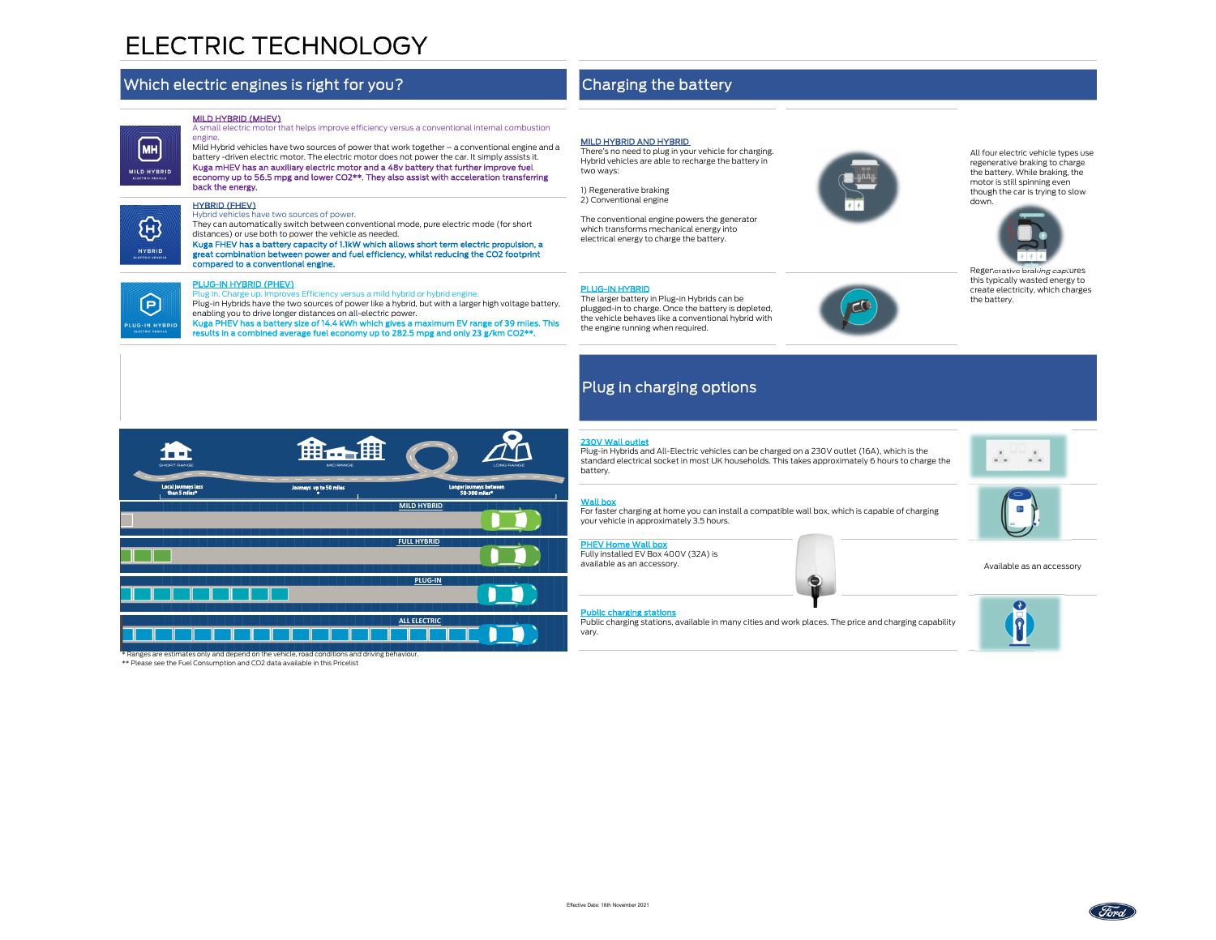# ELECTRIC TECHNOLOGY

## Which electric engines is right for you?

MILD HYBRID

**MILD HYBRID (MHEV)**

A small electric motor that helps improve efficiency versus a conventional internal combustion engine.

Mild Hybrid vehicles have two sources of power that work together – a conventional engine and a battery -driven electric motor. The electric motor does not power the car. It simply assists it.

**Kuga mHEV has an auxiliary electric motor and a 48v battery that further improve fuel economy up to 56.5 mpg and lower CO2\*\*. They also assist with acceleration transferring back the energy.**

HYBRID

**HYBRID (FHEV)**

Hybrid vehicles have two sources of power.

They can automatically switch between conventional mode, pure electric mode (for short distances) or use both to power the vehicle as needed.

**Kuga FHEV has a battery capacity of 1.1kW which allows short term electric propulsion, a great combination between power and fuel efficiency, whilst reducing the CO2 footprint compared to a conventional engine.**

PLUG-IN HYBRID

**PLUG-IN HYBRID (PHEV)**

Plug in, Charge up, Improves Efficiency versus a mild hybrid or hybrid engine.

Plug-in Hybrids have the two sources of power like a hybrid, but with a larger high voltage battery, enabling you to drive longer distances on all-electric power.

**Kuga PHEV has a battery size of 14.4 kWh which gives a maximum EV range of 39 miles. This results in a combined average fuel economy up to 282.5 mpg and only 23 g/km CO2\*\*.**

SHORT RANGE — Local journeys less than 5 miles\*

MID RANGE — Journeys up to 50 miles\*

LONG RANGE — Longer journeys between 50-300 miles\*

MILD HYBRID

FULL HYBRID

PLUG-IN

ALL ELECTRIC

\* Ranges are estimates only and depend on the vehicle, road conditions and driving behaviour.

\*\* Please see the Fuel Consumption and CO2 data available in this Pricelist

## Charging the battery

**MILD HYBRID AND HYBRID**

There's no need to plug in your vehicle for charging. Hybrid vehicles are able to recharge the battery in two ways:

1) Regenerative braking
2) Conventional engine

The conventional engine powers the generator which transforms mechanical energy into electrical energy to charge the battery.

All four electric vehicle types use regenerative braking to charge the battery. While braking, the motor is still spinning even though the car is trying to slow down.

Regenerative braking captures this typically wasted energy to create electricity, which charges the battery.

**PLUG-IN HYBRID**

The larger battery in Plug-in Hybrids can be plugged-in to charge. Once the battery is depleted, the vehicle behaves like a conventional hybrid with the engine running when required.

## Plug in charging options

**230V Wall outlet**

Plug-in Hybrids and All-Electric vehicles can be charged on a 230V outlet (16A), which is the standard electrical socket in most UK households. This takes approximately 6 hours to charge the battery.

**Wall box**

For faster charging at home you can install a compatible wall box, which is capable of charging your vehicle in approximately 3.5 hours.

**PHEV Home Wall box**

Fully installed EV Box 400V (32A) is available as an accessory.

Available as an accessory

**Public charging stations**

Public charging stations, available in many cities and work places. The price and charging capability vary.

Effective Date: 18th November 2021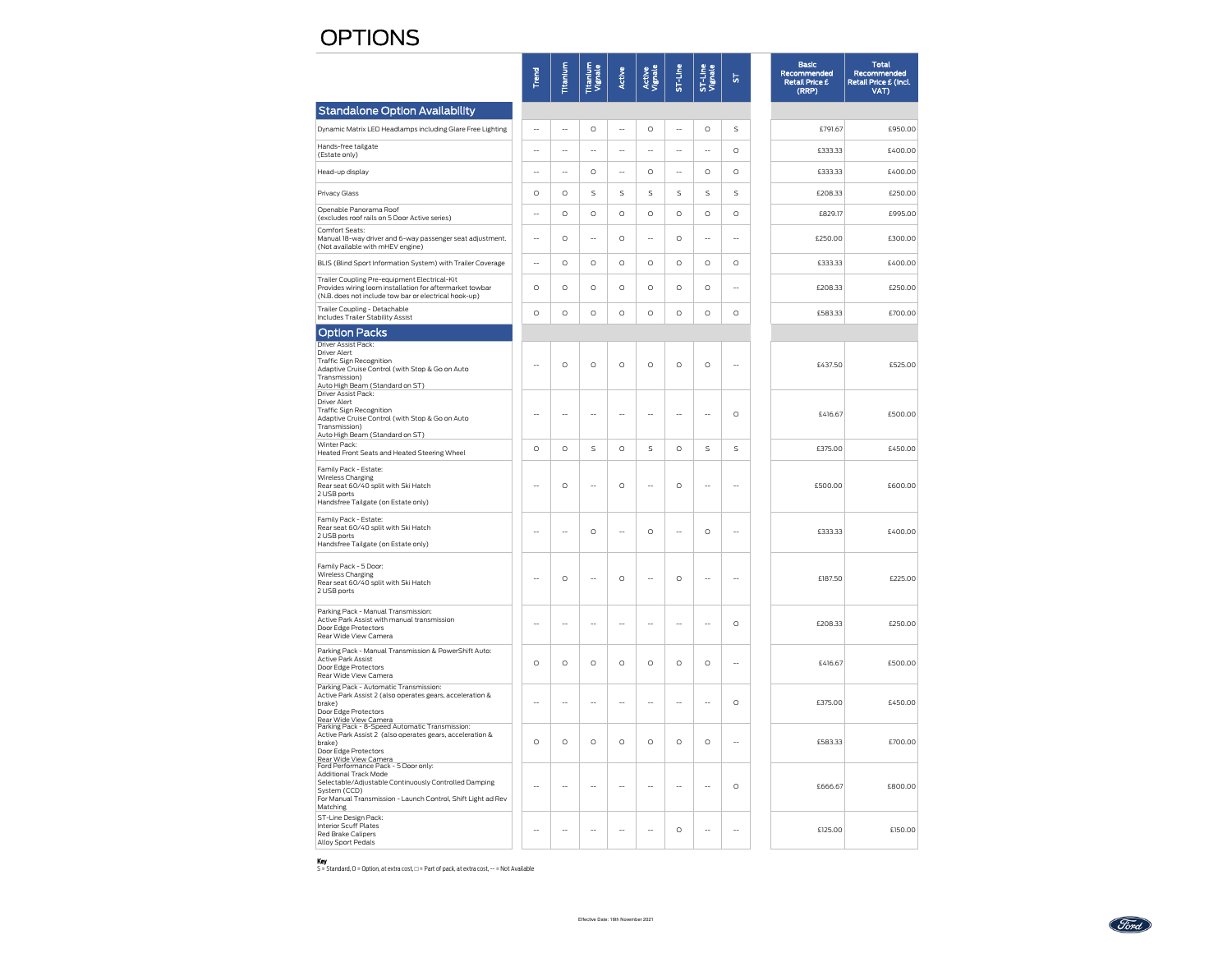# OPTIONS

| | Trend | Titanium | Titanium Vignale | Active | Active Vignale | ST-Line | ST-Line Vignale | ST | Basic Recommended Retail Price £ (RRP) | Total Recommended Retail Price £ (incl. VAT) |
|---|---|---|---|---|---|---|---|---|---|---|
| **Standalone Option Availability** | | | | | | | | | | |
| Dynamic Matrix LED Headlamps including Glare Free Lighting | -- | -- | O | -- | O | -- | O | S | £791.67 | £950.00 |
| Hands-free tailgate (Estate only) | -- | -- | -- | -- | -- | -- | -- | O | £333.33 | £400.00 |
| Head-up display | -- | -- | O | -- | O | -- | O | O | £333.33 | £400.00 |
| Privacy Glass | O | O | S | S | S | S | S | S | £208.33 | £250.00 |
| Openable Panorama Roof (excludes roof rails on 5 Door Active series) | -- | O | O | O | O | O | O | O | £829.17 | £995.00 |
| Comfort Seats: Manual 18-way driver and 6-way passenger seat adjustment. (Not available with mHEV engine) | -- | O | -- | O | -- | O | -- | -- | £250.00 | £300.00 |
| BLIS (Blind Sport Information System) with Trailer Coverage | -- | O | O | O | O | O | O | O | £333.33 | £400.00 |
| Trailer Coupling Pre-equipment Electrical-Kit Provides wiring loom installation for aftermarket towbar (N.B. does not include tow bar or electrical hook-up) | O | O | O | O | O | O | O | -- | £208.33 | £250.00 |
| Trailer Coupling - Detachable Includes Trailer Stability Assist | O | O | O | O | O | O | O | O | £583.33 | £700.00 |
| **Option Packs** | | | | | | | | | | |
| Driver Assist Pack: Driver Alert Traffic Sign Recognition Adaptive Cruise Control (with Stop & Go on Auto Transmission) Auto High Beam (Standard on ST) | -- | O | O | O | O | O | O | -- | £437.50 | £525.00 |
| Driver Assist Pack: Driver Alert Traffic Sign Recognition Adaptive Cruise Control (with Stop & Go on Auto Transmission) Auto High Beam (Standard on ST) | -- | -- | -- | -- | -- | -- | -- | O | £416.67 | £500.00 |
| Winter Pack: Heated Front Seats and Heated Steering Wheel | O | O | S | O | S | O | S | S | £375.00 | £450.00 |
| Family Pack - Estate: Wireless Charging Rear seat 60/40 split with Ski Hatch 2 USB ports Handsfree Tailgate (on Estate only) | -- | O | -- | O | -- | O | -- | -- | £500.00 | £600.00 |
| Family Pack - Estate: Rear seat 60/40 split with Ski Hatch 2 USB ports Handsfree Tailgate (on Estate only) | -- | -- | O | -- | O | -- | O | -- | £333.33 | £400.00 |
| Family Pack - 5 Door: Wireless Charging Rear seat 60/40 split with Ski Hatch 2 USB ports | -- | O | -- | O | -- | O | -- | -- | £187.50 | £225.00 |
| Parking Pack - Manual Transmission: Active Park Assist with manual transmission Door Edge Protectors Rear Wide View Camera | -- | -- | -- | -- | -- | -- | -- | O | £208.33 | £250.00 |
| Parking Pack - Manual Transmission & PowerShift Auto: Active Park Assist Door Edge Protectors Rear Wide View Camera | O | O | O | O | O | O | O | -- | £416.67 | £500.00 |
| Parking Pack - Automatic Transmission: Active Park Assist 2 (also operates gears, acceleration & brake) Door Edge Protectors Rear Wide View Camera | -- | -- | -- | -- | -- | -- | -- | O | £375.00 | £450.00 |
| Parking Pack - 8-Speed Automatic Transmission: Active Park Assist 2 (also operates gears, acceleration & brake) Door Edge Protectors Rear Wide View Camera | O | O | O | O | O | O | O | -- | £583.33 | £700.00 |
| Ford Performance Pack - 5 Door only: Additional Track Mode Selectable/Adjustable Continuously Controlled Damping System (CCD) For Manual Transmission - Launch Control, Shift Light ad Rev Matching | -- | -- | -- | -- | -- | -- | -- | O | £666.67 | £800.00 |
| ST-Line Design Pack: Interior Scuff Plates Red Brake Calipers Alloy Sport Pedals | -- | -- | -- | -- | -- | O | -- | -- | £125.00 | £150.00 |

**Key**
S = Standard, O = Option, at extra cost, □ = Part of pack, at extra cost, -- = Not Available

Effective Date: 18th November 2021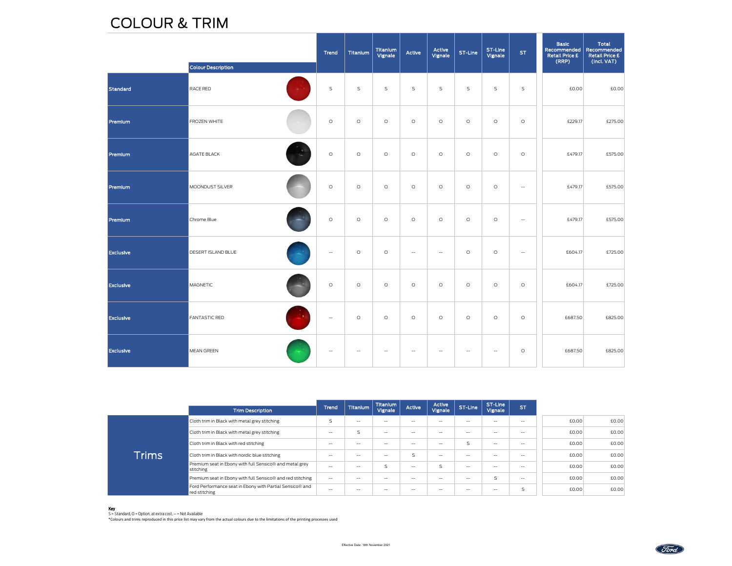# COLOUR & TRIM

| | Colour Description | Trend | Titanium | Titanium Vignale | Active | Active Vignale | ST-Line | ST-Line Vignale | ST | Basic Recommended Retail Price £ (RRP) | Total Recommended Retail Price £ (incl. VAT) |
|---|---|---|---|---|---|---|---|---|---|---|---|
| Standard | RACE RED | S | S | S | S | S | S | S | S | £0.00 | £0.00 |
| Premium | FROZEN WHITE | O | O | O | O | O | O | O | O | £229.17 | £275.00 |
| Premium | AGATE BLACK | O | O | O | O | O | O | O | O | £479.17 | £575.00 |
| Premium | MOONDUST SILVER | O | O | O | O | O | O | O | -- | £479.17 | £575.00 |
| Premium | Chrome Blue | O | O | O | O | O | O | O | -- | £479.17 | £575.00 |
| Exclusive | DESERT ISLAND BLUE | -- | O | O | -- | -- | O | O | -- | £604.17 | £725.00 |
| Exclusive | MAGNETIC | O | O | O | O | O | O | O | O | £604.17 | £725.00 |
| Exclusive | FANTASTIC RED | -- | O | O | O | O | O | O | O | £687.50 | £825.00 |
| Exclusive | MEAN GREEN | -- | -- | -- | -- | -- | -- | -- | O | £687.50 | £825.00 |

| | Trim Description | Trend | Titanium | Titanium Vignale | Active | Active Vignale | ST-Line | ST-Line Vignale | ST | | |
|---|---|---|---|---|---|---|---|---|---|---|---|
| Trims | Cloth trim in Black with metal grey stitching | S | -- | -- | -- | -- | -- | -- | -- | £0.00 | £0.00 |
| | Cloth trim in Black with metal grey stitching | -- | S | -- | -- | -- | -- | -- | -- | £0.00 | £0.00 |
| | Cloth trim in Black with red stitching | -- | -- | -- | -- | -- | S | -- | -- | £0.00 | £0.00 |
| | Cloth trim in Black with nordic blue stitching | -- | -- | -- | S | -- | -- | -- | -- | £0.00 | £0.00 |
| | Premium seat in Ebony with full Sensico® and metal grey stitching | -- | -- | S | -- | S | -- | -- | -- | £0.00 | £0.00 |
| | Premium seat in Ebony with full Sensico® and red stitching | -- | -- | -- | -- | -- | -- | S | -- | £0.00 | £0.00 |
| | Ford Performance seat in Ebony with Partial Sensico® and red stitching | -- | -- | -- | -- | -- | -- | -- | S | £0.00 | £0.00 |

**Key**
S = Standard, O = Option, at extra cost, -- = Not Available
*Colours and trims reproduced in this price list may vary from the actual colours due to the limitations of the printing processes used

Effective Date: 18th November 2021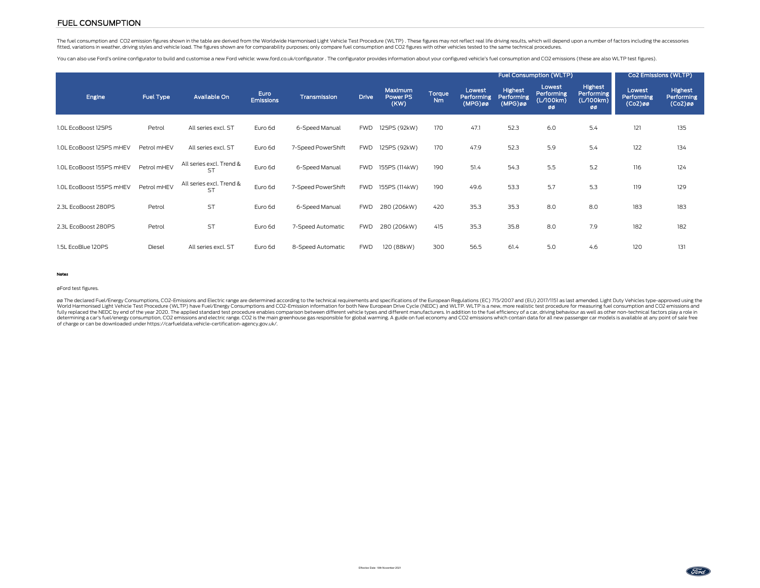## FUEL CONSUMPTION

The fuel consumption and CO2 emission figures shown in the table are derived from the Worldwide Harmonised Light Vehicle Test Procedure (WLTP) . These figures may not reflect real life driving results, which will depend upon a number of factors including the accessories fitted, variations in weather, driving styles and vehicle load. The figures shown are for comparability purposes; only compare fuel consumption and CO2 figures with other vehicles tested to the same technical procedures.

You can also use Ford's online configurator to build and customise a new Ford vehicle: www.ford.co.uk/configurator . The configurator provides information about your configured vehicle's fuel consumption and CO2 emissions (these are also WLTP test figures).

| Engine | Fuel Type | Available On | Euro Emissions | Transmission | Drive | Maximum Power PS (KW) | Torque Nm | Fuel Consumption (WLTP) | | | | Co2 Emissions (WLTP) | |
|---|---|---|---|---|---|---|---|---|---|---|---|---|---|
| | | | | | | | | Lowest Performing (MPG)øø | Highest Performing (MPG)øø | Lowest Performing (L/100km) øø | Highest Performing (L/100km) øø | Lowest Performing (Co2)øø | Highest Performing (Co2)øø |
| 1.0L EcoBoost 125PS | Petrol | All series excl. ST | Euro 6d | 6-Speed Manual | FWD | 125PS (92kW) | 170 | 47.1 | 52.3 | 6.0 | 5.4 | 121 | 135 |
| 1.0L EcoBoost 125PS mHEV | Petrol mHEV | All series excl. ST | Euro 6d | 7-Speed PowerShift | FWD | 125PS (92kW) | 170 | 47.9 | 52.3 | 5.9 | 5.4 | 122 | 134 |
| 1.0L EcoBoost 155PS mHEV | Petrol mHEV | All series excl. Trend & ST | Euro 6d | 6-Speed Manual | FWD | 155PS (114kW) | 190 | 51.4 | 54.3 | 5.5 | 5.2 | 116 | 124 |
| 1.0L EcoBoost 155PS mHEV | Petrol mHEV | All series excl. Trend & ST | Euro 6d | 7-Speed PowerShift | FWD | 155PS (114kW) | 190 | 49.6 | 53.3 | 5.7 | 5.3 | 119 | 129 |
| 2.3L EcoBoost 280PS | Petrol | ST | Euro 6d | 6-Speed Manual | FWD | 280 (206kW) | 420 | 35.3 | 35.3 | 8.0 | 8.0 | 183 | 183 |
| 2.3L EcoBoost 280PS | Petrol | ST | Euro 6d | 7-Speed Automatic | FWD | 280 (206kW) | 415 | 35.3 | 35.8 | 8.0 | 7.9 | 182 | 182 |
| 1.5L EcoBlue 120PS | Diesel | All series excl. ST | Euro 6d | 8-Speed Automatic | FWD | 120 (88kW) | 300 | 56.5 | 61.4 | 5.0 | 4.6 | 120 | 131 |

**Notes**

øFord test figures.

øø The declared Fuel/Energy Consumptions, CO2-Emissions and Electric range are determined according to the technical requirements and specifications of the European Regulations (EC) 715/2007 and (EU) 2017/1151 as last amended. Light Duty Vehicles type-approved using the World Harmonised Light Vehicle Test Procedure (WLTP) have Fuel/Energy Consumptions and CO2-Emission information for both New European Drive Cycle (NEDC) and WLTP. WLTP is a new, more realistic test procedure for measuring fuel consumption and CO2 emissions and fully replaced the NEDC by end of the year 2020. The applied standard test procedure enables comparison between different vehicle types and different manufacturers. In addition to the fuel efficiency of a car, driving behaviour as well as other non-technical factors play a role in determining a car's fuel/energy consumption, CO2 emissions and electric range. CO2 is the main greenhouse gas responsible for global warming. A guide on fuel economy and CO2 emissions which contain data for all new passenger car models is available at any point of sale free of charge or can be downloaded under https://carfueldata.vehicle-certification-agency.gov.uk/.

Effective Date: 18th November 2021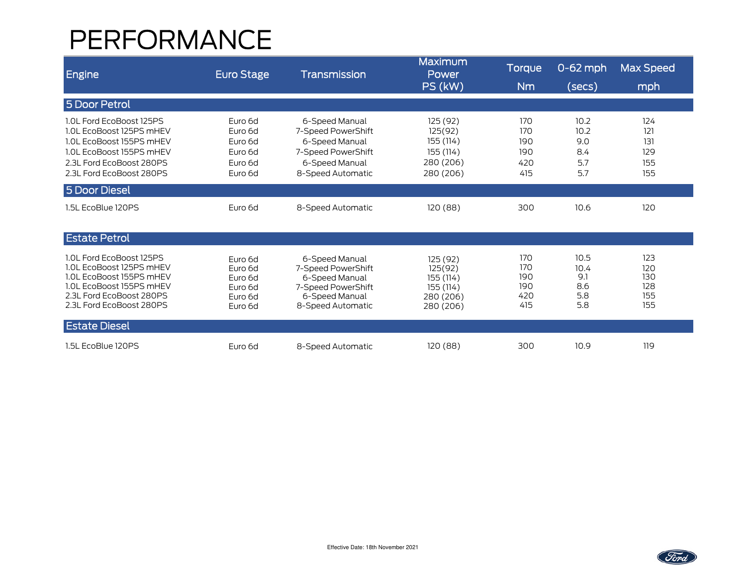# PERFORMANCE

| Engine | Euro Stage | Transmission | Maximum Power PS (kW) | Torque Nm | 0-62 mph (secs) | Max Speed mph |
|---|---|---|---|---|---|---|
| **5 Door Petrol** | | | | | | |
| 1.0L Ford EcoBoost 125PS | Euro 6d | 6-Speed Manual | 125 (92) | 170 | 10.2 | 124 |
| 1.0L EcoBoost 125PS mHEV | Euro 6d | 7-Speed PowerShift | 125(92) | 170 | 10.2 | 121 |
| 1.0L EcoBoost 155PS mHEV | Euro 6d | 6-Speed Manual | 155 (114) | 190 | 9.0 | 131 |
| 1.0L EcoBoost 155PS mHEV | Euro 6d | 7-Speed PowerShift | 155 (114) | 190 | 8.4 | 129 |
| 2.3L Ford EcoBoost 280PS | Euro 6d | 6-Speed Manual | 280 (206) | 420 | 5.7 | 155 |
| 2.3L Ford EcoBoost 280PS | Euro 6d | 8-Speed Automatic | 280 (206) | 415 | 5.7 | 155 |
| **5 Door Diesel** | | | | | | |
| 1.5L EcoBlue 120PS | Euro 6d | 8-Speed Automatic | 120 (88) | 300 | 10.6 | 120 |
| **Estate Petrol** | | | | | | |
| 1.0L Ford EcoBoost 125PS | Euro 6d | 6-Speed Manual | 125 (92) | 170 | 10.5 | 123 |
| 1.0L EcoBoost 125PS mHEV | Euro 6d | 7-Speed PowerShift | 125(92) | 170 | 10.4 | 120 |
| 1.0L EcoBoost 155PS mHEV | Euro 6d | 6-Speed Manual | 155 (114) | 190 | 9.1 | 130 |
| 1.0L EcoBoost 155PS mHEV | Euro 6d | 7-Speed PowerShift | 155 (114) | 190 | 8.6 | 128 |
| 2.3L Ford EcoBoost 280PS | Euro 6d | 6-Speed Manual | 280 (206) | 420 | 5.8 | 155 |
| 2.3L Ford EcoBoost 280PS | Euro 6d | 8-Speed Automatic | 280 (206) | 415 | 5.8 | 155 |
| **Estate Diesel** | | | | | | |
| 1.5L EcoBlue 120PS | Euro 6d | 8-Speed Automatic | 120 (88) | 300 | 10.9 | 119 |

Effective Date: 18th November 2021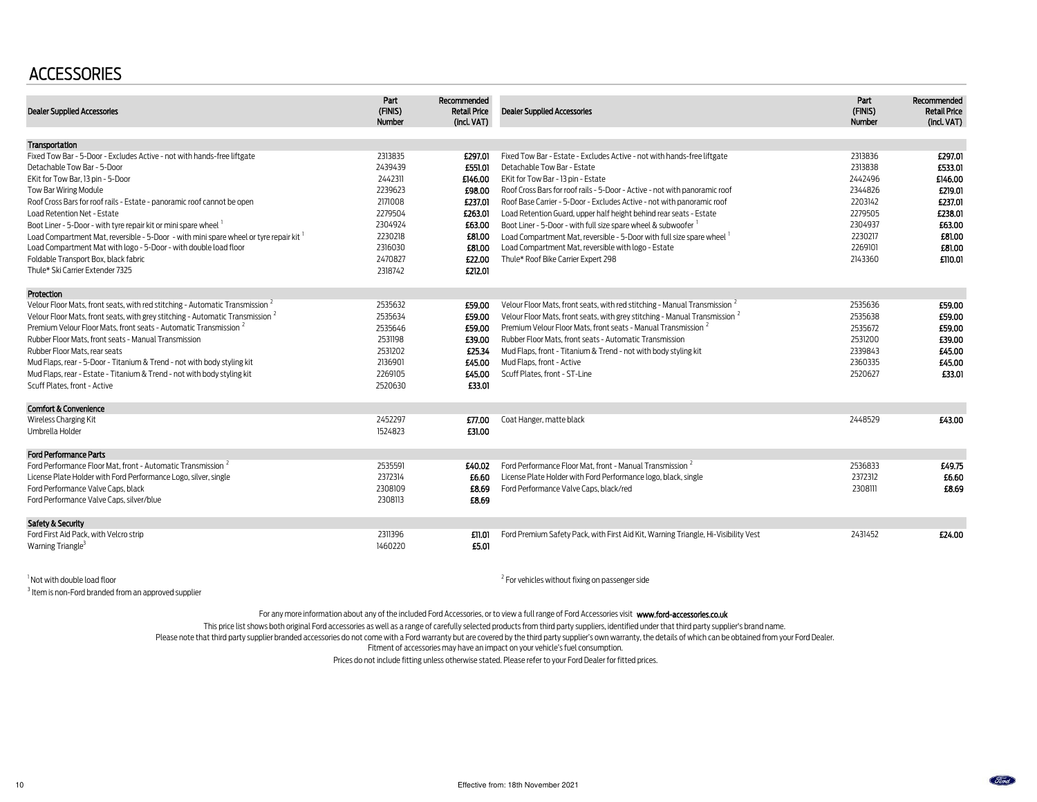# ACCESSORIES

| Dealer Supplied Accessories | Part (FINIS) Number | Recommended Retail Price (incl. VAT) | Dealer Supplied Accessories | Part (FINIS) Number | Recommended Retail Price (incl. VAT) |
|---|---|---|---|---|---|
| **Transportation** | | | | | |
| Fixed Tow Bar - 5-Door - Excludes Active - not with hands-free liftgate | 2313835 | £297.01 | Fixed Tow Bar - Estate - Excludes Active - not with hands-free liftgate | 2313836 | £297.01 |
| Detachable Tow Bar - 5-Door | 2439439 | £551.01 | Detachable Tow Bar - Estate | 2313838 | £533.01 |
| EKit for Tow Bar, 13 pin - 5-Door | 2442311 | £146.00 | EKit for Tow Bar - 13 pin - Estate | 2442496 | £146.00 |
| Tow Bar Wiring Module | 2239623 | £98.00 | Roof Cross Bars for roof rails - 5-Door - Active - not with panoramic roof | 2344826 | £219.01 |
| Roof Cross Bars for roof rails - Estate - panoramic roof cannot be open | 2171008 | £237.01 | Roof Base Carrier - 5-Door - Excludes Active - not with panoramic roof | 2203142 | £237.01 |
| Load Retention Net - Estate | 2279504 | £263.01 | Load Retention Guard, upper half height behind rear seats - Estate | 2279505 | £238.01 |
| Boot Liner - 5-Door - with tyre repair kit or mini spare wheel [1] | 2304924 | £63.00 | Boot Liner - 5-Door - with full size spare wheel & subwoofer [1] | 2304937 | £63.00 |
| Load Compartment Mat, reversible - 5-Door - with mini spare wheel or tyre repair kit [1] | 2230218 | £81.00 | Load Compartment Mat, reversible - 5-Door with full size spare wheel [1] | 2230217 | £81.00 |
| Load Compartment Mat with logo - 5-Door - with double load floor | 2316030 | £81.00 | Load Compartment Mat, reversible with logo - Estate | 2269101 | £81.00 |
| Foldable Transport Box, black fabric | 2470827 | £22.00 | Thule* Roof Bike Carrier Expert 298 | 2143360 | £110.01 |
| Thule* Ski Carrier Extender 7325 | 2318742 | £212.01 | | | |
| **Protection** | | | | | |
| Velour Floor Mats, front seats, with red stitching - Automatic Transmission [2] | 2535632 | £59.00 | Velour Floor Mats, front seats, with red stitching - Manual Transmission [2] | 2535636 | £59.00 |
| Velour Floor Mats, front seats, with grey stitching - Automatic Transmission [2] | 2535634 | £59.00 | Velour Floor Mats, front seats, with grey stitching - Manual Transmission [2] | 2535638 | £59.00 |
| Premium Velour Floor Mats, front seats - Automatic Transmission [2] | 2535646 | £59.00 | Premium Velour Floor Mats, front seats - Manual Transmission [2] | 2535672 | £59.00 |
| Rubber Floor Mats, front seats - Manual Transmission | 2531198 | £39.00 | Rubber Floor Mats, front seats - Automatic Transmission | 2531200 | £39.00 |
| Rubber Floor Mats, rear seats | 2531202 | £25.34 | Mud Flaps, front - Titanium & Trend - not with body styling kit | 2339843 | £45.00 |
| Mud Flaps, rear - 5-Door - Titanium & Trend - not with body styling kit | 2136901 | £45.00 | Mud Flaps, front - Active | 2360335 | £45.00 |
| Mud Flaps, rear - Estate - Titanium & Trend - not with body styling kit | 2269105 | £45.00 | Scuff Plates, front - ST-Line | 2520627 | £33.01 |
| Scuff Plates, front - Active | 2520630 | £33.01 | | | |
| **Comfort & Convenience** | | | | | |
| Wireless Charging Kit | 2452297 | £77.00 | Coat Hanger, matte black | 2448529 | £43.00 |
| Umbrella Holder | 1524823 | £31.00 | | | |
| **Ford Performance Parts** | | | | | |
| Ford Performance Floor Mat, front - Automatic Transmission [2] | 2535591 | £40.02 | Ford Performance Floor Mat, front - Manual Transmission [2] | 2536833 | £49.75 |
| License Plate Holder with Ford Performance Logo, silver, single | 2372314 | £6.60 | License Plate Holder with Ford Performance logo, black, single | 2372312 | £6.60 |
| Ford Performance Valve Caps, black | 2308109 | £8.69 | Ford Performance Valve Caps, black/red | 2308111 | £8.69 |
| Ford Performance Valve Caps, silver/blue | 2308113 | £8.69 | | | |
| **Safety & Security** | | | | | |
| Ford First Aid Pack, with Velcro strip | 2311396 | £11.01 | Ford Premium Safety Pack, with First Aid Kit, Warning Triangle, Hi-Visibility Vest | 2431452 | £24.00 |
| Warning Triangle[3] | 1460220 | £5.01 | | | |

[1] Not with double load floor

[2] For vehicles without fixing on passenger side

[3] Item is non-Ford branded from an approved supplier

For any more information about any of the included Ford Accessories, or to view a full range of Ford Accessories visit **www.ford-accessories.co.uk**

This price list shows both original Ford accessories as well as a range of carefully selected products from third party suppliers, identified under that third party supplier's brand name.

Please note that third party supplier branded accessories do not come with a Ford warranty but are covered by the third party supplier's own warranty, the details of which can be obtained from your Ford Dealer.

Fitment of accessories may have an impact on your vehicle's fuel consumption.

Prices do not include fitting unless otherwise stated. Please refer to your Ford Dealer for fitted prices.

Effective from: 18th November 2021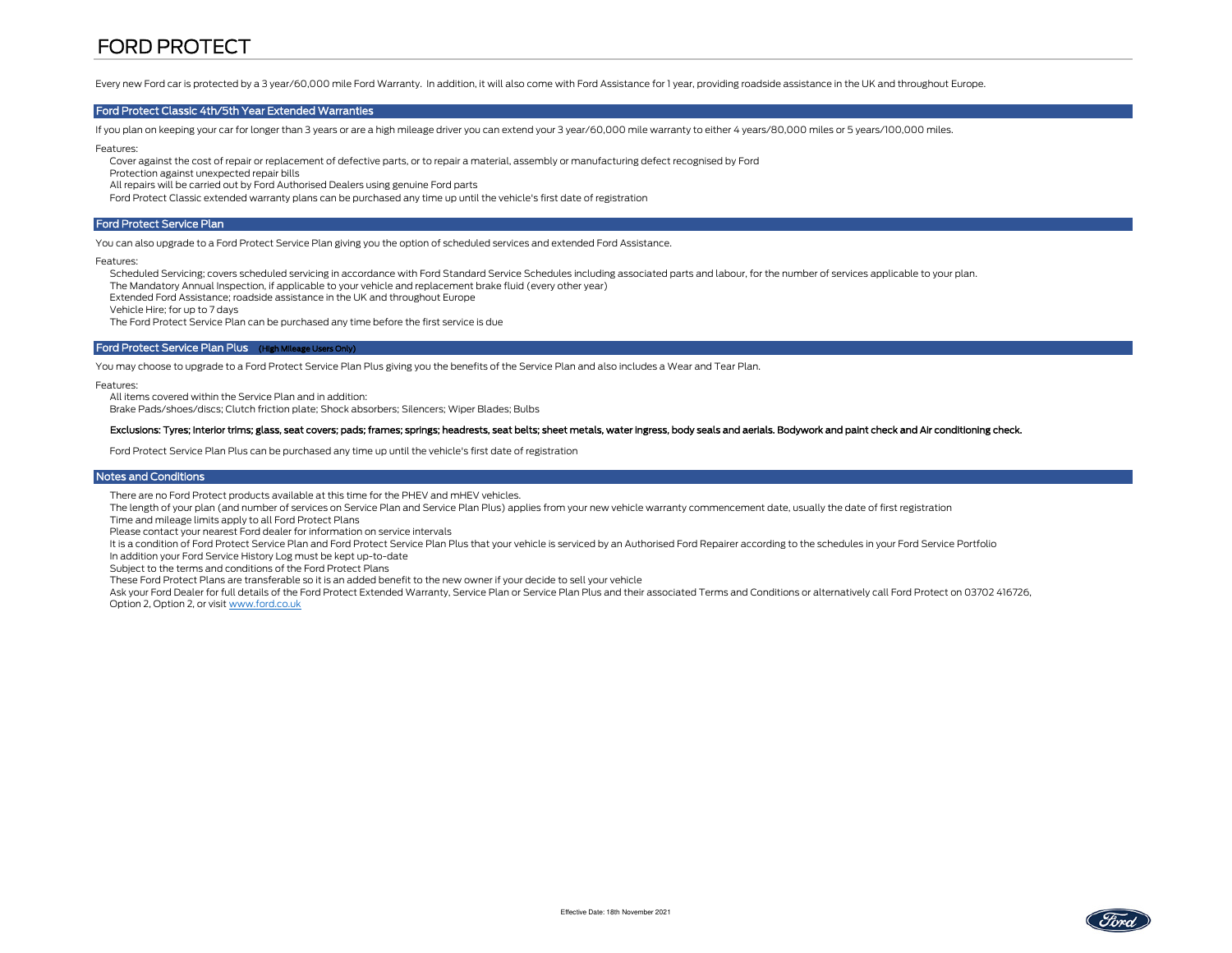# FORD PROTECT

Every new Ford car is protected by a 3 year/60,000 mile Ford Warranty. In addition, it will also come with Ford Assistance for 1 year, providing roadside assistance in the UK and throughout Europe.

## Ford Protect Classic 4th/5th Year Extended Warranties

If you plan on keeping your car for longer than 3 years or are a high mileage driver you can extend your 3 year/60,000 mile warranty to either 4 years/80,000 miles or 5 years/100,000 miles.

Features:

- Cover against the cost of repair or replacement of defective parts, or to repair a material, assembly or manufacturing defect recognised by Ford
- Protection against unexpected repair bills
- All repairs will be carried out by Ford Authorised Dealers using genuine Ford parts
- Ford Protect Classic extended warranty plans can be purchased any time up until the vehicle's first date of registration

## Ford Protect Service Plan

You can also upgrade to a Ford Protect Service Plan giving you the option of scheduled services and extended Ford Assistance.

Features:

- Scheduled Servicing; covers scheduled servicing in accordance with Ford Standard Service Schedules including associated parts and labour, for the number of services applicable to your plan.
- The Mandatory Annual Inspection, if applicable to your vehicle and replacement brake fluid (every other year)
- Extended Ford Assistance; roadside assistance in the UK and throughout Europe
- Vehicle Hire; for up to 7 days
- The Ford Protect Service Plan can be purchased any time before the first service is due

## Ford Protect Service Plan Plus (High Mileage Users Only)

You may choose to upgrade to a Ford Protect Service Plan Plus giving you the benefits of the Service Plan and also includes a Wear and Tear Plan.

Features:

- All items covered within the Service Plan and in addition:
- Brake Pads/shoes/discs; Clutch friction plate; Shock absorbers; Silencers; Wiper Blades; Bulbs

**Exclusions: Tyres; Interior trims; glass, seat covers; pads; frames; springs; headrests, seat belts; sheet metals, water ingress, body seals and aerials. Bodywork and paint check and Air conditioning check.**

Ford Protect Service Plan Plus can be purchased any time up until the vehicle's first date of registration

## Notes and Conditions

- There are no Ford Protect products available at this time for the PHEV and mHEV vehicles.
- The length of your plan (and number of services on Service Plan and Service Plan Plus) applies from your new vehicle warranty commencement date, usually the date of first registration
- Time and mileage limits apply to all Ford Protect Plans
- Please contact your nearest Ford dealer for information on service intervals
- It is a condition of Ford Protect Service Plan and Ford Protect Service Plan Plus that your vehicle is serviced by an Authorised Ford Repairer according to the schedules in your Ford Service Portfolio
- In addition your Ford Service History Log must be kept up-to-date
- Subject to the terms and conditions of the Ford Protect Plans
- These Ford Protect Plans are transferable so it is an added benefit to the new owner if your decide to sell your vehicle
- Ask your Ford Dealer for full details of the Ford Protect Extended Warranty, Service Plan or Service Plan Plus and their associated Terms and Conditions or alternatively call Ford Protect on 03702 416726, Option 2, Option 2, or visit www.ford.co.uk

Effective Date: 18th November 2021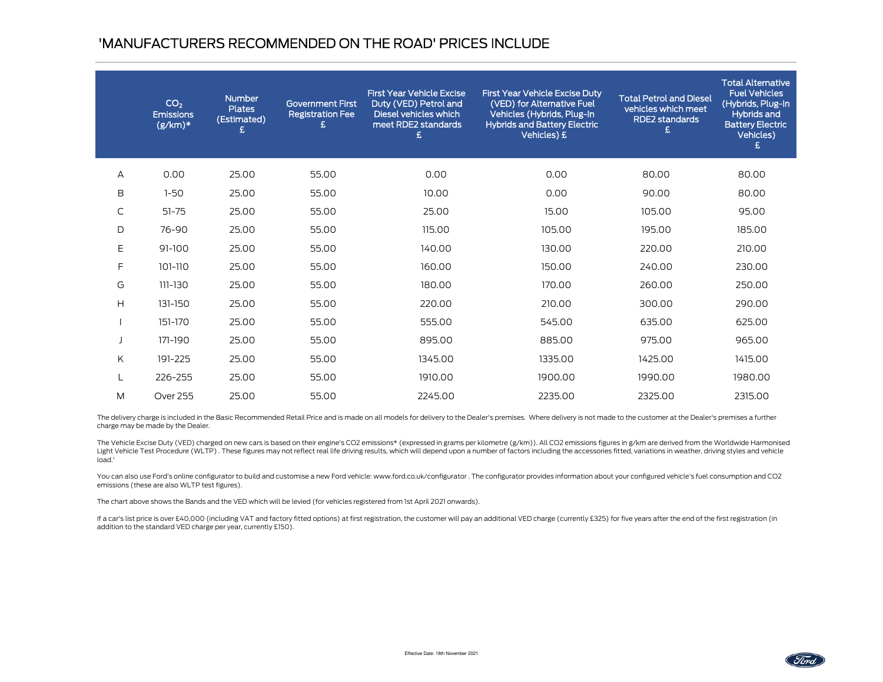# 'MANUFACTURERS RECOMMENDED ON THE ROAD' PRICES INCLUDE

| | $CO_2$ Emissions (g/km)* | Number Plates (Estimated) £ | Government First Registration Fee £ | First Year Vehicle Excise Duty (VED) Petrol and Diesel vehicles which meet RDE2 standards £ | First Year Vehicle Excise Duty (VED) for Alternative Fuel Vehicles (Hybrids, Plug-In Hybrids and Battery Electric Vehicles) £ | Total Petrol and Diesel vehicles which meet RDE2 standards £ | Total Alternative Fuel Vehicles (Hybrids, Plug-In Hybrids and Battery Electric Vehicles) £ |
|---|---|---|---|---|---|---|---|
| A | 0.00 | 25.00 | 55.00 | 0.00 | 0.00 | 80.00 | 80.00 |
| B | 1-50 | 25.00 | 55.00 | 10.00 | 0.00 | 90.00 | 80.00 |
| C | 51-75 | 25.00 | 55.00 | 25.00 | 15.00 | 105.00 | 95.00 |
| D | 76-90 | 25.00 | 55.00 | 115.00 | 105.00 | 195.00 | 185.00 |
| E | 91-100 | 25.00 | 55.00 | 140.00 | 130.00 | 220.00 | 210.00 |
| F | 101-110 | 25.00 | 55.00 | 160.00 | 150.00 | 240.00 | 230.00 |
| G | 111-130 | 25.00 | 55.00 | 180.00 | 170.00 | 260.00 | 250.00 |
| H | 131-150 | 25.00 | 55.00 | 220.00 | 210.00 | 300.00 | 290.00 |
| I | 151-170 | 25.00 | 55.00 | 555.00 | 545.00 | 635.00 | 625.00 |
| J | 171-190 | 25.00 | 55.00 | 895.00 | 885.00 | 975.00 | 965.00 |
| K | 191-225 | 25.00 | 55.00 | 1345.00 | 1335.00 | 1425.00 | 1415.00 |
| L | 226-255 | 25.00 | 55.00 | 1910.00 | 1900.00 | 1990.00 | 1980.00 |
| M | Over 255 | 25.00 | 55.00 | 2245.00 | 2235.00 | 2325.00 | 2315.00 |

The delivery charge is included in the Basic Recommended Retail Price and is made on all models for delivery to the Dealer's premises. Where delivery is not made to the customer at the Dealer's premises a further charge may be made by the Dealer.

The Vehicle Excise Duty (VED) charged on new cars is based on their engine's CO2 emissions* (expressed in grams per kilometre (g/km)). All CO2 emissions figures in g/km are derived from the Worldwide Harmonised Light Vehicle Test Procedure (WLTP) . These figures may not reflect real life driving results, which will depend upon a number of factors including the accessories fitted, variations in weather, driving styles and vehicle load.'

You can also use Ford's online configurator to build and customise a new Ford vehicle: www.ford.co.uk/configurator . The configurator provides information about your configured vehicle's fuel consumption and CO2 emissions (these are also WLTP test figures).

The chart above shows the Bands and the VED which will be levied (for vehicles registered from 1st April 2021 onwards).

If a car's list price is over £40,000 (including VAT and factory fitted options) at first registration, the customer will pay an additional VED charge (currently £325) for five years after the end of the first registration (in addition to the standard VED charge per year, currently £150).

Effective Date: 18th November 2021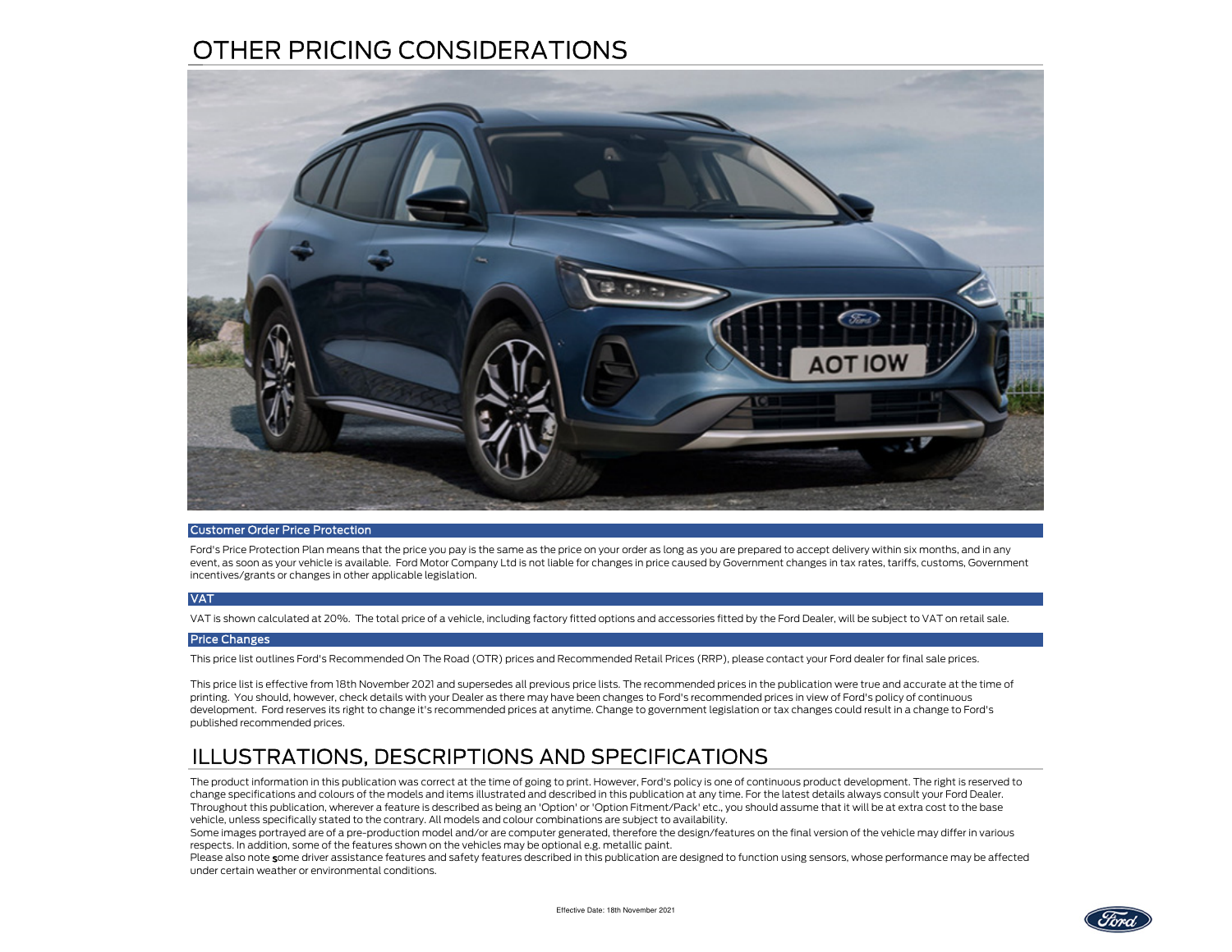# OTHER PRICING CONSIDERATIONS

### Customer Order Price Protection

Ford's Price Protection Plan means that the price you pay is the same as the price on your order as long as you are prepared to accept delivery within six months, and in any event, as soon as your vehicle is available. Ford Motor Company Ltd is not liable for changes in price caused by Government changes in tax rates, tariffs, customs, Government incentives/grants or changes in other applicable legislation.

### VAT

VAT is shown calculated at 20%. The total price of a vehicle, including factory fitted options and accessories fitted by the Ford Dealer, will be subject to VAT on retail sale.

### Price Changes

This price list outlines Ford's Recommended On The Road (OTR) prices and Recommended Retail Prices (RRP), please contact your Ford dealer for final sale prices.

This price list is effective from 18th November 2021 and supersedes all previous price lists. The recommended prices in the publication were true and accurate at the time of printing. You should, however, check details with your Dealer as there may have been changes to Ford's recommended prices in view of Ford's policy of continuous development. Ford reserves its right to change it's recommended prices at anytime. Change to government legislation or tax changes could result in a change to Ford's published recommended prices.

# ILLUSTRATIONS, DESCRIPTIONS AND SPECIFICATIONS

The product information in this publication was correct at the time of going to print. However, Ford's policy is one of continuous product development. The right is reserved to change specifications and colours of the models and items illustrated and described in this publication at any time. For the latest details always consult your Ford Dealer. Throughout this publication, wherever a feature is described as being an 'Option' or 'Option Fitment/Pack' etc., you should assume that it will be at extra cost to the base vehicle, unless specifically stated to the contrary. All models and colour combinations are subject to availability.
Some images portrayed are of a pre-production model and/or are computer generated, therefore the design/features on the final version of the vehicle may differ in various respects. In addition, some of the features shown on the vehicles may be optional e.g. metallic paint.
Please also note some driver assistance features and safety features described in this publication are designed to function using sensors, whose performance may be affected under certain weather or environmental conditions.

Effective Date: 18th November 2021